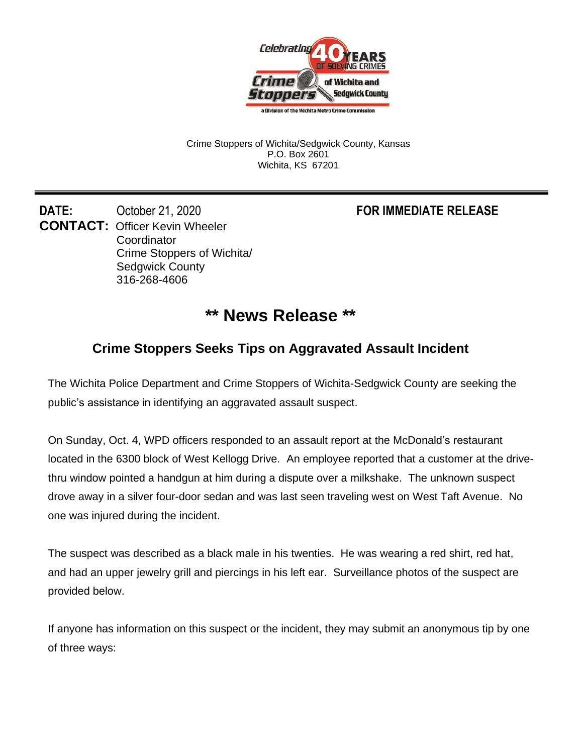Celebrating 40 YEARS OF SOLVING CRIMES
Crime Stoppers of Wichita and Sedgwick County
a Division of the Wichita Metro Crime Commission

Crime Stoppers of Wichita/Sedgwick County, Kansas
P.O. Box 2601
Wichita, KS 67201

---

**DATE:** October 21, 2020 **FOR IMMEDIATE RELEASE**

**CONTACT:** Officer Kevin Wheeler
Coordinator
Crime Stoppers of Wichita/
Sedgwick County
316-268-4606

# ** News Release **

## Crime Stoppers Seeks Tips on Aggravated Assault Incident

The Wichita Police Department and Crime Stoppers of Wichita-Sedgwick County are seeking the public's assistance in identifying an aggravated assault suspect.

On Sunday, Oct. 4, WPD officers responded to an assault report at the McDonald's restaurant located in the 6300 block of West Kellogg Drive. An employee reported that a customer at the drive-thru window pointed a handgun at him during a dispute over a milkshake. The unknown suspect drove away in a silver four-door sedan and was last seen traveling west on West Taft Avenue. No one was injured during the incident.

The suspect was described as a black male in his twenties. He was wearing a red shirt, red hat, and had an upper jewelry grill and piercings in his left ear. Surveillance photos of the suspect are provided below.

If anyone has information on this suspect or the incident, they may submit an anonymous tip by one of three ways: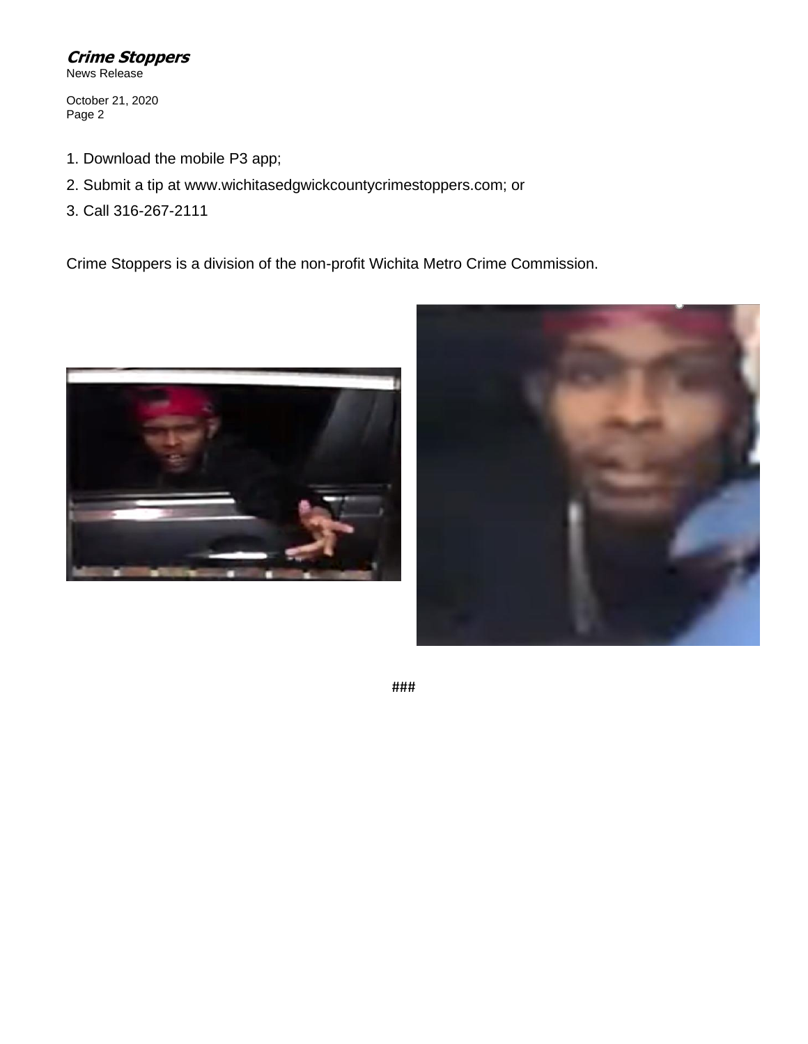1. Download the mobile P3 app;
2. Submit a tip at www.wichitasedgwickcountycrimestoppers.com; or
3. Call 316-267-2111

Crime Stoppers is a division of the non-profit Wichita Metro Crime Commission.

###